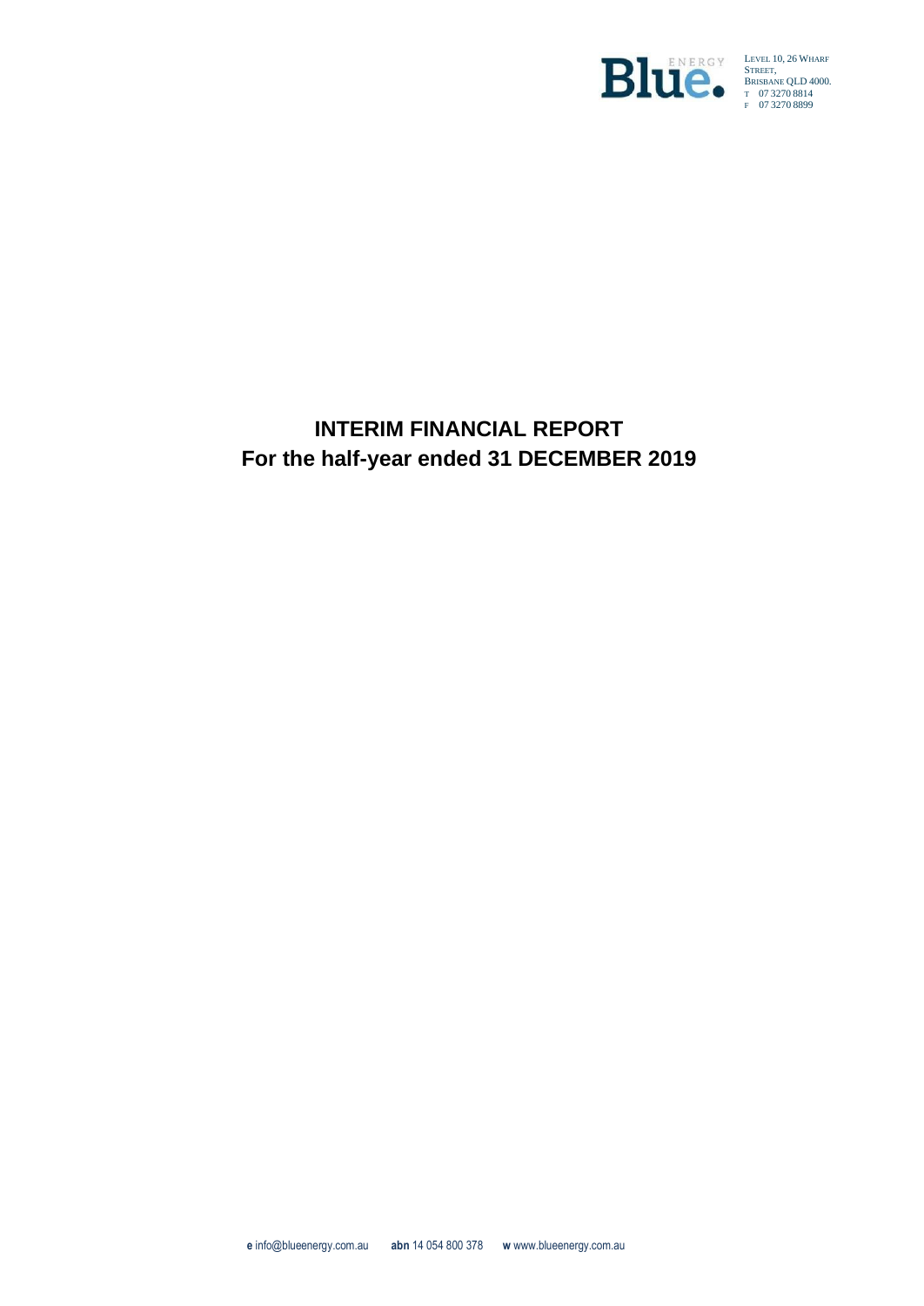Blue. ENERGY

LEVEL 10, 26 WHARF STREET,
BRISBANE QLD 4000.
T 07 3270 8814
F 07 3270 8899

# INTERIM FINANCIAL REPORT
# For the half-year ended 31 DECEMBER 2019

**e** info@blueenergy.com.au **abn** 14 054 800 378 **w** www.blueenergy.com.au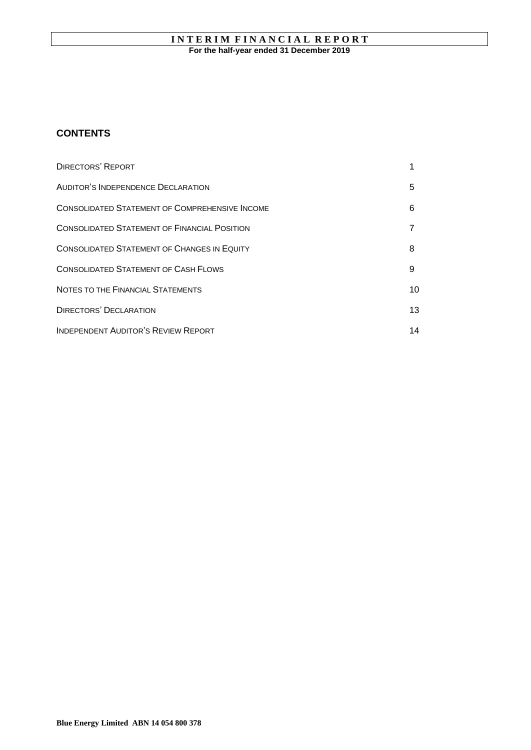# INTERIM FINANCIAL REPORT

**For the half-year ended 31 December 2019**

## CONTENTS

| | |
|---|---|
| DIRECTORS' REPORT | 1 |
| AUDITOR'S INDEPENDENCE DECLARATION | 5 |
| CONSOLIDATED STATEMENT OF COMPREHENSIVE INCOME | 6 |
| CONSOLIDATED STATEMENT OF FINANCIAL POSITION | 7 |
| CONSOLIDATED STATEMENT OF CHANGES IN EQUITY | 8 |
| CONSOLIDATED STATEMENT OF CASH FLOWS | 9 |
| NOTES TO THE FINANCIAL STATEMENTS | 10 |
| DIRECTORS' DECLARATION | 13 |
| INDEPENDENT AUDITOR'S REVIEW REPORT | 14 |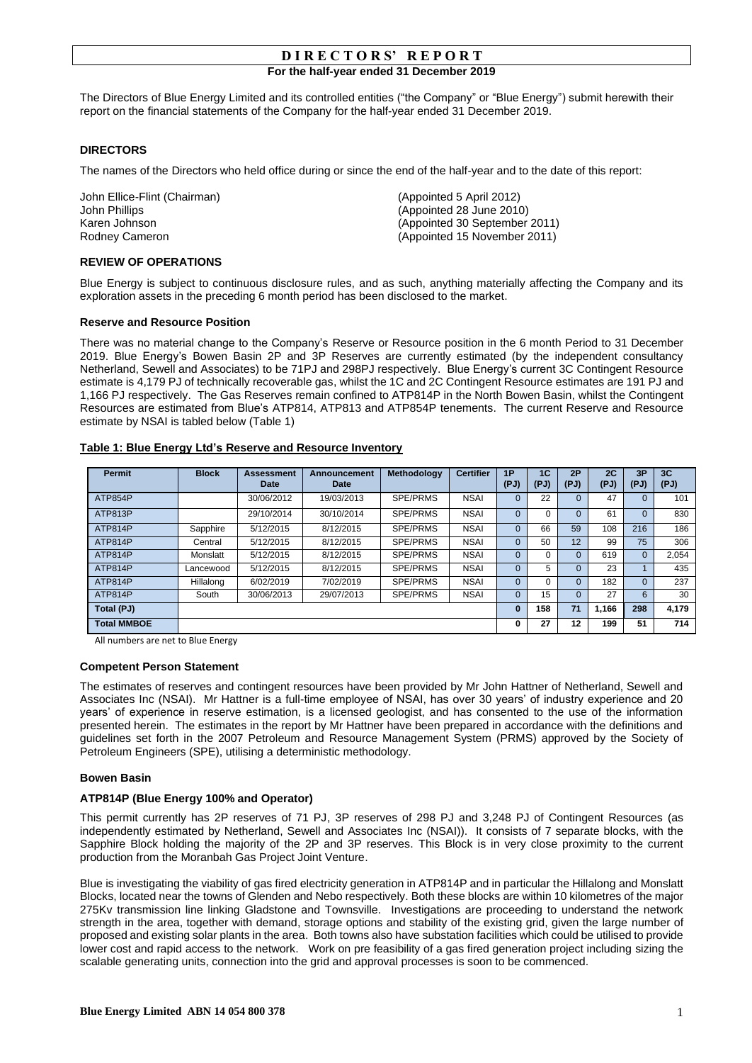# DIRECTORS' REPORT

**For the half-year ended 31 December 2019**

The Directors of Blue Energy Limited and its controlled entities ("the Company" or "Blue Energy") submit herewith their report on the financial statements of the Company for the half-year ended 31 December 2019.

## DIRECTORS

The names of the Directors who held office during or since the end of the half-year and to the date of this report:

| | |
|---|---|
| John Ellice-Flint (Chairman) | (Appointed 5 April 2012) |
| John Phillips | (Appointed 28 June 2010) |
| Karen Johnson | (Appointed 30 September 2011) |
| Rodney Cameron | (Appointed 15 November 2011) |

## REVIEW OF OPERATIONS

Blue Energy is subject to continuous disclosure rules, and as such, anything materially affecting the Company and its exploration assets in the preceding 6 month period has been disclosed to the market.

### Reserve and Resource Position

There was no material change to the Company's Reserve or Resource position in the 6 month Period to 31 December 2019. Blue Energy's Bowen Basin 2P and 3P Reserves are currently estimated (by the independent consultancy Netherland, Sewell and Associates) to be 71PJ and 298PJ respectively. Blue Energy's current 3C Contingent Resource estimate is 4,179 PJ of technically recoverable gas, whilst the 1C and 2C Contingent Resource estimates are 191 PJ and 1,166 PJ respectively. The Gas Reserves remain confined to ATP814P in the North Bowen Basin, whilst the Contingent Resources are estimated from Blue's ATP814, ATP813 and ATP854P tenements. The current Reserve and Resource estimate by NSAI is tabled below (Table 1)

**Table 1: Blue Energy Ltd's Reserve and Resource Inventory**

| Permit | Block | Assessment Date | Announcement Date | Methodology | Certifier | 1P (PJ) | 1C (PJ) | 2P (PJ) | 2C (PJ) | 3P (PJ) | 3C (PJ) |
|---|---|---|---|---|---|---|---|---|---|---|---|
| ATP854P | | 30/06/2012 | 19/03/2013 | SPE/PRMS | NSAI | 0 | 22 | 0 | 47 | 0 | 101 |
| ATP813P | | 29/10/2014 | 30/10/2014 | SPE/PRMS | NSAI | 0 | 0 | 0 | 61 | 0 | 830 |
| ATP814P | Sapphire | 5/12/2015 | 8/12/2015 | SPE/PRMS | NSAI | 0 | 66 | 59 | 108 | 216 | 186 |
| ATP814P | Central | 5/12/2015 | 8/12/2015 | SPE/PRMS | NSAI | 0 | 50 | 12 | 99 | 75 | 306 |
| ATP814P | Monslatt | 5/12/2015 | 8/12/2015 | SPE/PRMS | NSAI | 0 | 0 | 0 | 619 | 0 | 2,054 |
| ATP814P | Lancewood | 5/12/2015 | 8/12/2015 | SPE/PRMS | NSAI | 0 | 5 | 0 | 23 | 1 | 435 |
| ATP814P | Hillalong | 6/02/2019 | 7/02/2019 | SPE/PRMS | NSAI | 0 | 0 | 0 | 182 | 0 | 237 |
| ATP814P | South | 30/06/2013 | 29/07/2013 | SPE/PRMS | NSAI | 0 | 15 | 0 | 27 | 6 | 30 |
| **Total (PJ)** | | | | | | **0** | **158** | **71** | **1,166** | **298** | **4,179** |
| **Total MMBOE** | | | | | | **0** | **27** | **12** | **199** | **51** | **714** |

All numbers are net to Blue Energy

### Competent Person Statement

The estimates of reserves and contingent resources have been provided by Mr John Hattner of Netherland, Sewell and Associates Inc (NSAI). Mr Hattner is a full-time employee of NSAI, has over 30 years' of industry experience and 20 years' of experience in reserve estimation, is a licensed geologist, and has consented to the use of the information presented herein. The estimates in the report by Mr Hattner have been prepared in accordance with the definitions and guidelines set forth in the 2007 Petroleum and Resource Management System (PRMS) approved by the Society of Petroleum Engineers (SPE), utilising a deterministic methodology.

### Bowen Basin

#### ATP814P (Blue Energy 100% and Operator)

This permit currently has 2P reserves of 71 PJ, 3P reserves of 298 PJ and 3,248 PJ of Contingent Resources (as independently estimated by Netherland, Sewell and Associates Inc (NSAI)). It consists of 7 separate blocks, with the Sapphire Block holding the majority of the 2P and 3P reserves. This Block is in very close proximity to the current production from the Moranbah Gas Project Joint Venture.

Blue is investigating the viability of gas fired electricity generation in ATP814P and in particular the Hillalong and Monslatt Blocks, located near the towns of Glenden and Nebo respectively. Both these blocks are within 10 kilometres of the major 275Kv transmission line linking Gladstone and Townsville. Investigations are proceeding to understand the network strength in the area, together with demand, storage options and stability of the existing grid, given the large number of proposed and existing solar plants in the area. Both towns also have substation facilities which could be utilised to provide lower cost and rapid access to the network. Work on pre feasibility of a gas fired generation project including sizing the scalable generating units, connection into the grid and approval processes is soon to be commenced.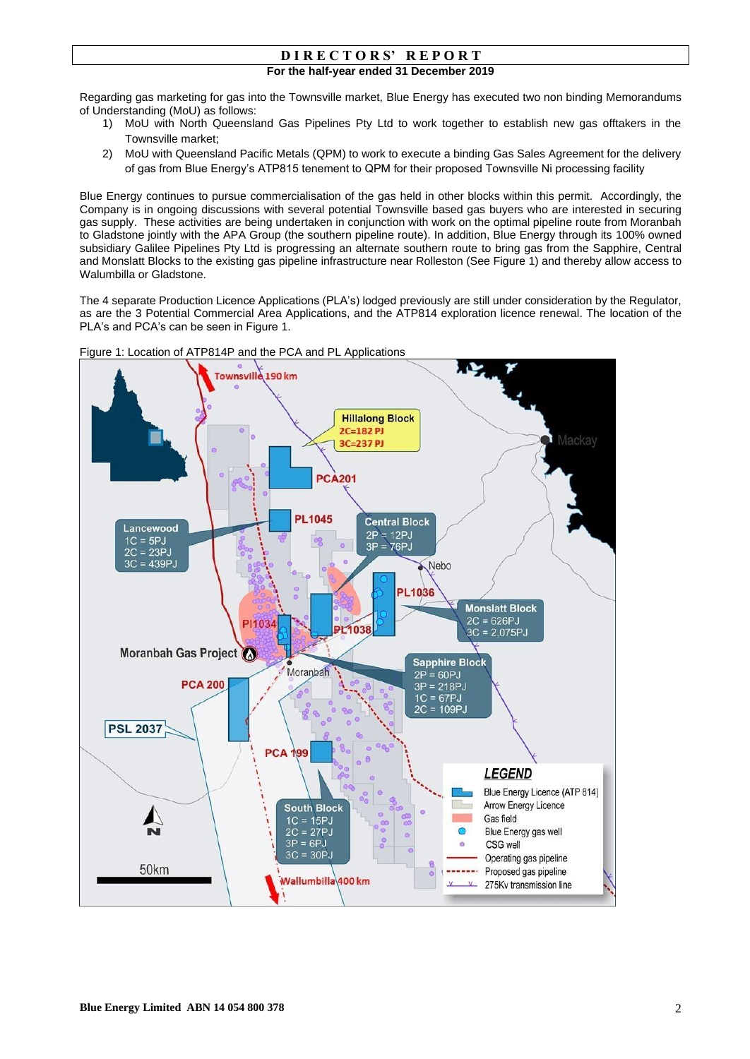Regarding gas marketing for gas into the Townsville market, Blue Energy has executed two non binding Memorandums of Understanding (MoU) as follows:

1) MoU with North Queensland Gas Pipelines Pty Ltd to work together to establish new gas offtakers in the Townsville market;
2) MoU with Queensland Pacific Metals (QPM) to work to execute a binding Gas Sales Agreement for the delivery of gas from Blue Energy's ATP815 tenement to QPM for their proposed Townsville Ni processing facility

Blue Energy continues to pursue commercialisation of the gas held in other blocks within this permit. Accordingly, the Company is in ongoing discussions with several potential Townsville based gas buyers who are interested in securing gas supply. These activities are being undertaken in conjunction with work on the optimal pipeline route from Moranbah to Gladstone jointly with the APA Group (the southern pipeline route). In addition, Blue Energy through its 100% owned subsidiary Galilee Pipelines Pty Ltd is progressing an alternate southern route to bring gas from the Sapphire, Central and Monslatt Blocks to the existing gas pipeline infrastructure near Rolleston (See Figure 1) and thereby allow access to Walumbilla or Gladstone.

The 4 separate Production Licence Applications (PLA's) lodged previously are still under consideration by the Regulator, as are the 3 Potential Commercial Area Applications, and the ATP814 exploration licence renewal. The location of the PLA's and PCA's can be seen in Figure 1.

Figure 1: Location of ATP814P and the PCA and PL Applications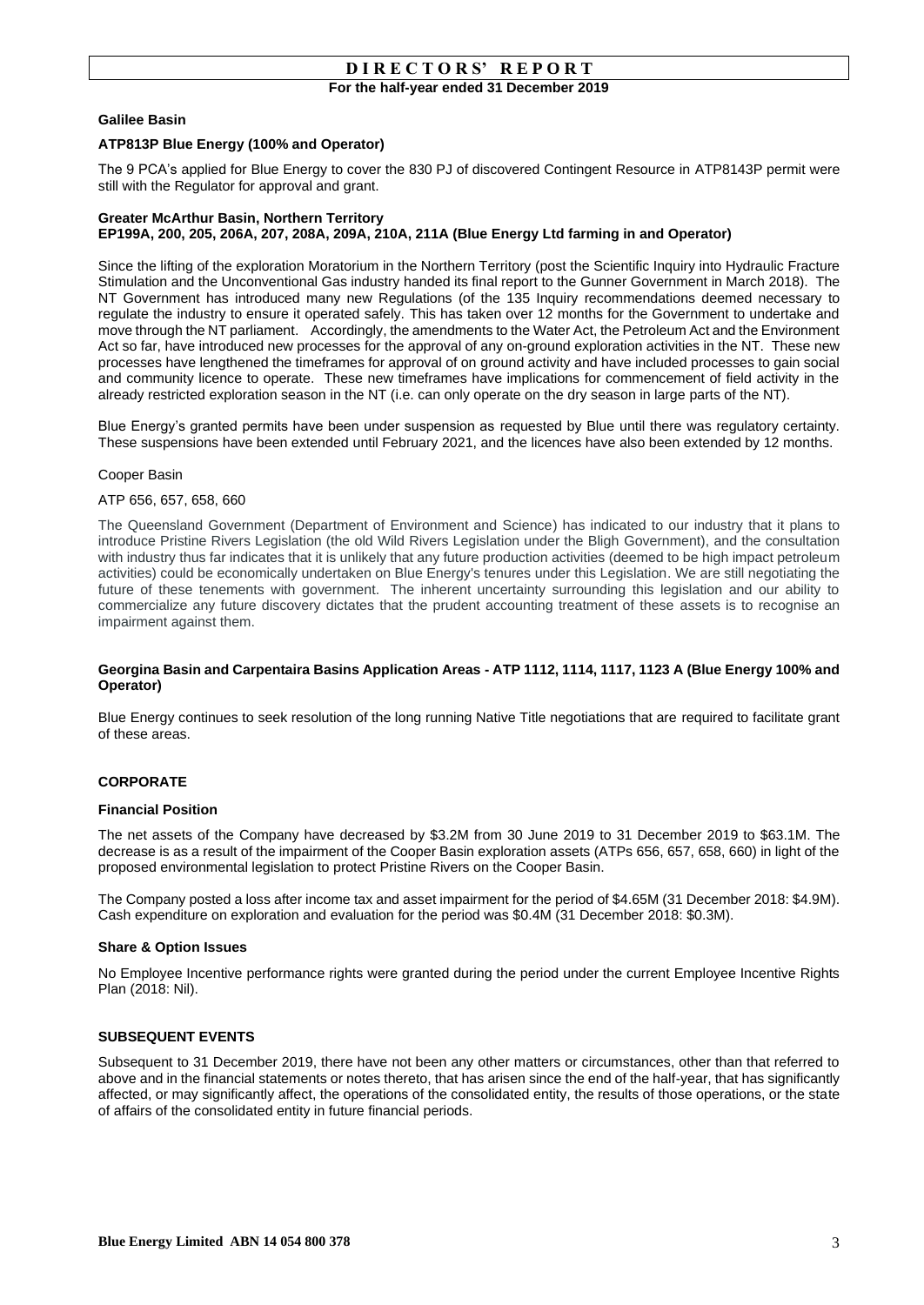### Galilee Basin

#### ATP813P Blue Energy (100% and Operator)

The 9 PCA's applied for Blue Energy to cover the 830 PJ of discovered Contingent Resource in ATP8143P permit were still with the Regulator for approval and grant.

#### Greater McArthur Basin, Northern Territory
#### EP199A, 200, 205, 206A, 207, 208A, 209A, 210A, 211A (Blue Energy Ltd farming in and Operator)

Since the lifting of the exploration Moratorium in the Northern Territory (post the Scientific Inquiry into Hydraulic Fracture Stimulation and the Unconventional Gas industry handed its final report to the Gunner Government in March 2018). The NT Government has introduced many new Regulations (of the 135 Inquiry recommendations deemed necessary to regulate the industry to ensure it operated safely. This has taken over 12 months for the Government to undertake and move through the NT parliament. Accordingly, the amendments to the Water Act, the Petroleum Act and the Environment Act so far, have introduced new processes for the approval of any on-ground exploration activities in the NT. These new processes have lengthened the timeframes for approval of on ground activity and have included processes to gain social and community licence to operate. These new timeframes have implications for commencement of field activity in the already restricted exploration season in the NT (i.e. can only operate on the dry season in large parts of the NT).

Blue Energy's granted permits have been under suspension as requested by Blue until there was regulatory certainty. These suspensions have been extended until February 2021, and the licences have also been extended by 12 months.

Cooper Basin

ATP 656, 657, 658, 660

The Queensland Government (Department of Environment and Science) has indicated to our industry that it plans to introduce Pristine Rivers Legislation (the old Wild Rivers Legislation under the Bligh Government), and the consultation with industry thus far indicates that it is unlikely that any future production activities (deemed to be high impact petroleum activities) could be economically undertaken on Blue Energy's tenures under this Legislation. We are still negotiating the future of these tenements with government. The inherent uncertainty surrounding this legislation and our ability to commercialize any future discovery dictates that the prudent accounting treatment of these assets is to recognise an impairment against them.

#### Georgina Basin and Carpentaira Basins Application Areas - ATP 1112, 1114, 1117, 1123 A (Blue Energy 100% and Operator)

Blue Energy continues to seek resolution of the long running Native Title negotiations that are required to facilitate grant of these areas.

## CORPORATE

### Financial Position

The net assets of the Company have decreased by $3.2M from 30 June 2019 to 31 December 2019 to $63.1M. The decrease is as a result of the impairment of the Cooper Basin exploration assets (ATPs 656, 657, 658, 660) in light of the proposed environmental legislation to protect Pristine Rivers on the Cooper Basin.

The Company posted a loss after income tax and asset impairment for the period of $4.65M (31 December 2018: $4.9M). Cash expenditure on exploration and evaluation for the period was $0.4M (31 December 2018: $0.3M).

### Share & Option Issues

No Employee Incentive performance rights were granted during the period under the current Employee Incentive Rights Plan (2018: Nil).

## SUBSEQUENT EVENTS

Subsequent to 31 December 2019, there have not been any other matters or circumstances, other than that referred to above and in the financial statements or notes thereto, that has arisen since the end of the half-year, that has significantly affected, or may significantly affect, the operations of the consolidated entity, the results of those operations, or the state of affairs of the consolidated entity in future financial periods.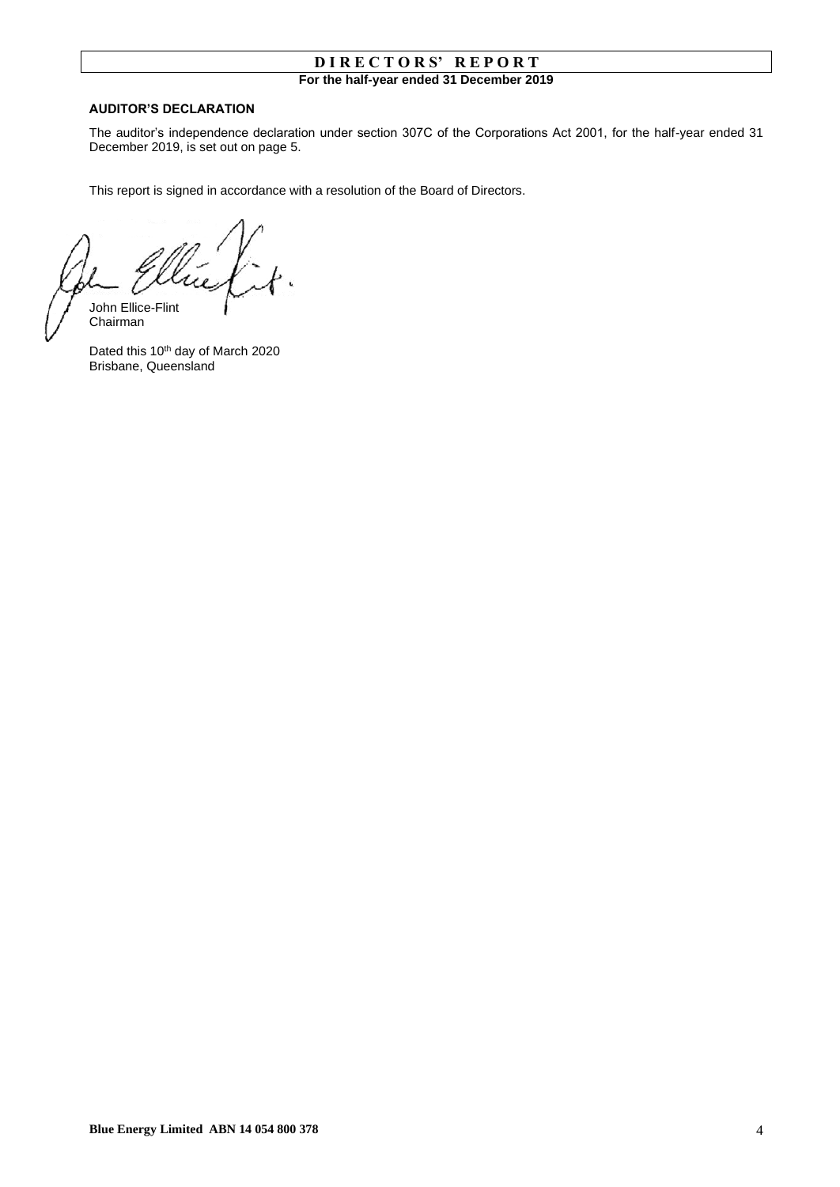# DIRECTORS' REPORT

**For the half-year ended 31 December 2019**

**AUDITOR'S DECLARATION**

The auditor's independence declaration under section 307C of the Corporations Act 2001, for the half-year ended 31 December 2019, is set out on page 5.

This report is signed in accordance with a resolution of the Board of Directors.

John Ellice-Flint
Chairman

Dated this 10th day of March 2020
Brisbane, Queensland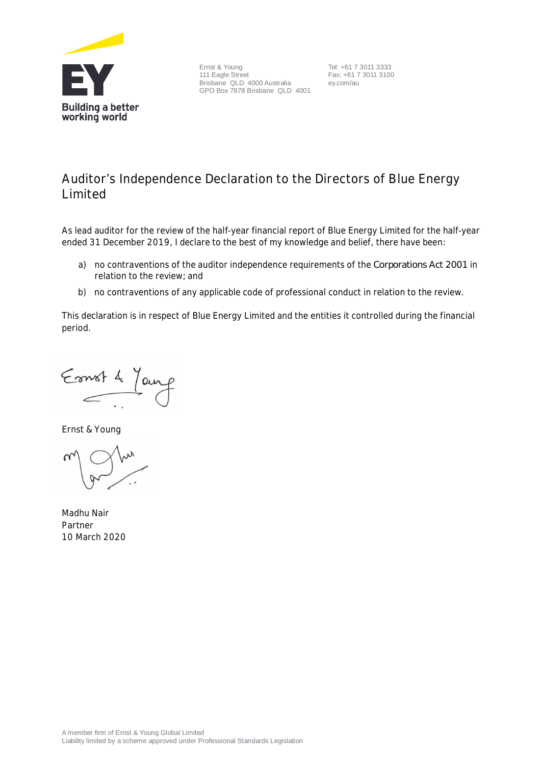Ernst & Young
111 Eagle Street
Brisbane QLD 4000 Australia
GPO Box 7878 Brisbane QLD 4001

Tel: +61 7 3011 3333
Fax: +61 7 3011 3100
ey.com/au

# Auditor's Independence Declaration to the Directors of Blue Energy Limited

As lead auditor for the review of the half-year financial report of Blue Energy Limited for the half-year ended 31 December 2019, I declare to the best of my knowledge and belief, there have been:

a) no contraventions of the auditor independence requirements of the *Corporations Act 2001* in relation to the review; and

b) no contraventions of any applicable code of professional conduct in relation to the review.

This declaration is in respect of Blue Energy Limited and the entities it controlled during the financial period.

Ernst & Young

Madhu Nair
Partner
10 March 2020

A member firm of Ernst & Young Global Limited
Liability limited by a scheme approved under Professional Standards Legislation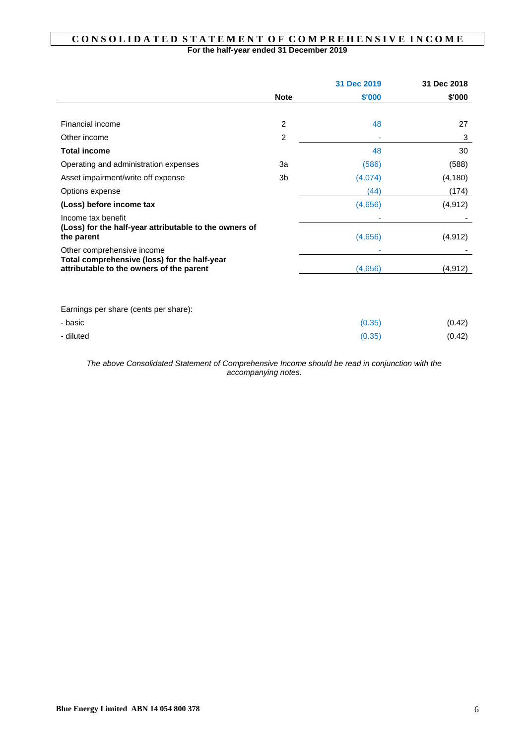# CONSOLIDATED STATEMENT OF COMPREHENSIVE INCOME

**For the half-year ended 31 December 2019**

| | Note | 31 Dec 2019 $'000 | 31 Dec 2018 $'000 |
|---|---|---|---|
| Financial income | 2 | 48 | 27 |
| Other income | 2 | - | 3 |
| **Total income** | | 48 | 30 |
| Operating and administration expenses | 3a | (586) | (588) |
| Asset impairment/write off expense | 3b | (4,074) | (4,180) |
| Options expense | | (44) | (174) |
| **(Loss) before income tax** | | (4,656) | (4,912) |
| Income tax benefit | | - | - |
| **(Loss) for the half-year attributable to the owners of the parent** | | (4,656) | (4,912) |
| Other comprehensive income | | - | - |
| **Total comprehensive (loss) for the half-year attributable to the owners of the parent** | | (4,656) | (4,912) |
| | | | |
| Earnings per share (cents per share): | | | |
| - basic | | (0.35) | (0.42) |
| - diluted | | (0.35) | (0.42) |

*The above Consolidated Statement of Comprehensive Income should be read in conjunction with the accompanying notes.*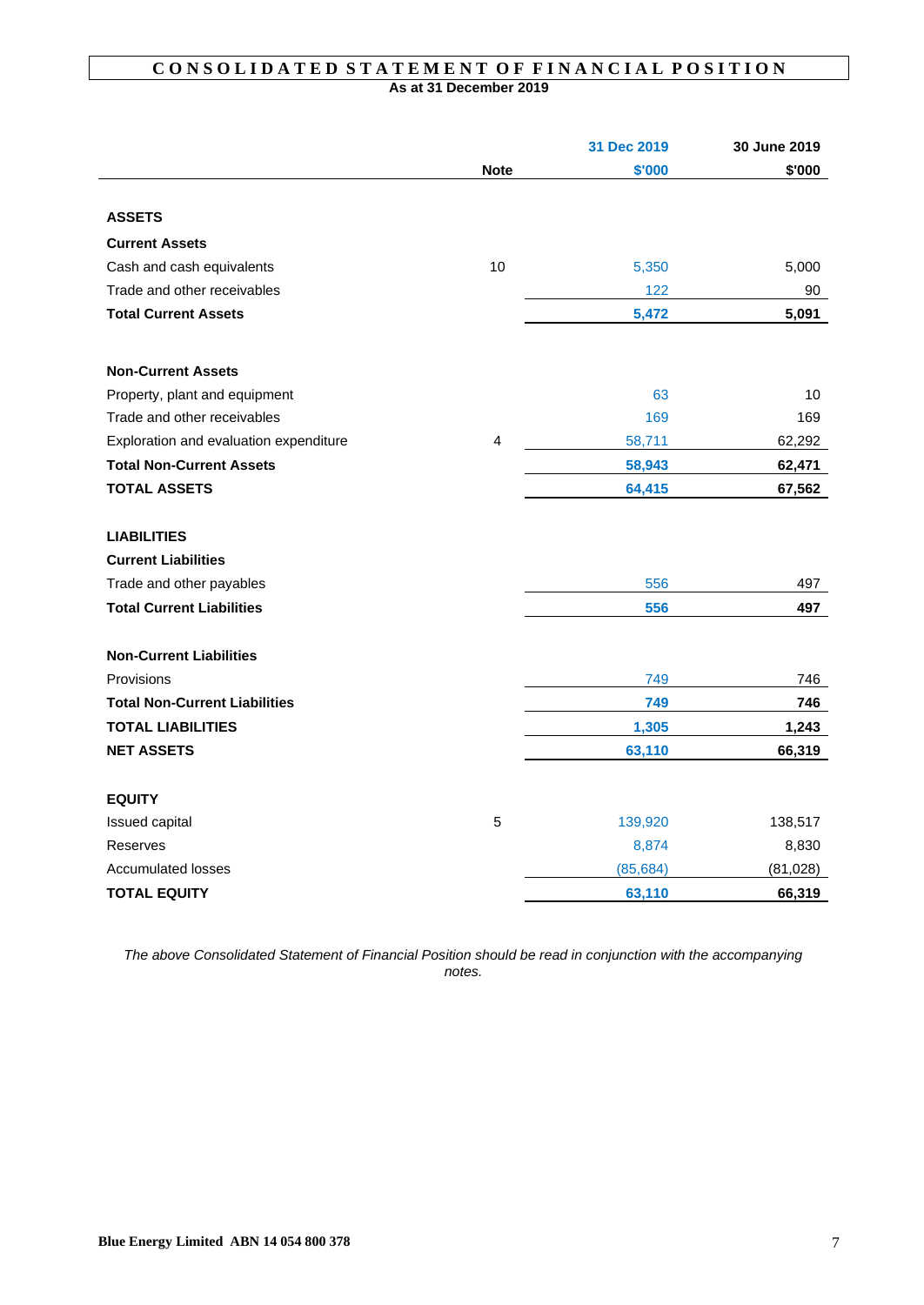# CONSOLIDATED STATEMENT OF FINANCIAL POSITION

**As at 31 December 2019**

| | Note | 31 Dec 2019 $'000 | 30 June 2019 $'000 |
|---|---|---|---|
| **ASSETS** | | | |
| **Current Assets** | | | |
| Cash and cash equivalents | 10 | 5,350 | 5,000 |
| Trade and other receivables | | 122 | 90 |
| **Total Current Assets** | | **5,472** | **5,091** |
| | | | |
| **Non-Current Assets** | | | |
| Property, plant and equipment | | 63 | 10 |
| Trade and other receivables | | 169 | 169 |
| Exploration and evaluation expenditure | 4 | 58,711 | 62,292 |
| **Total Non-Current Assets** | | **58,943** | **62,471** |
| **TOTAL ASSETS** | | **64,415** | **67,562** |
| | | | |
| **LIABILITIES** | | | |
| **Current Liabilities** | | | |
| Trade and other payables | | 556 | 497 |
| **Total Current Liabilities** | | **556** | **497** |
| | | | |
| **Non-Current Liabilities** | | | |
| Provisions | | 749 | 746 |
| **Total Non-Current Liabilities** | | **749** | **746** |
| **TOTAL LIABILITIES** | | **1,305** | **1,243** |
| **NET ASSETS** | | **63,110** | **66,319** |
| | | | |
| **EQUITY** | | | |
| Issued capital | 5 | 139,920 | 138,517 |
| Reserves | | 8,874 | 8,830 |
| Accumulated losses | | (85,684) | (81,028) |
| **TOTAL EQUITY** | | **63,110** | **66,319** |

*The above Consolidated Statement of Financial Position should be read in conjunction with the accompanying notes.*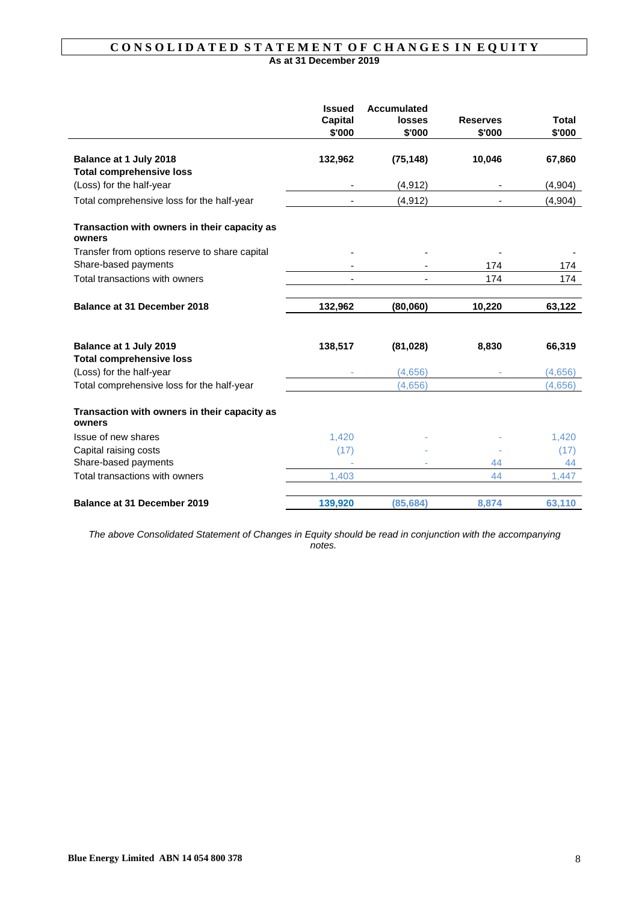# CONSOLIDATED STATEMENT OF CHANGES IN EQUITY

**As at 31 December 2019**

| | Issued Capital $'000 | Accumulated losses $'000 | Reserves $'000 | Total $'000 |
|---|---|---|---|---|
| **Balance at 1 July 2018** | **132,962** | **(75,148)** | **10,046** | **67,860** |
| **Total comprehensive loss** | | | | |
| (Loss) for the half-year | - | (4,912) | - | (4,904) |
| Total comprehensive loss for the half-year | - | (4,912) | - | (4,904) |
| **Transaction with owners in their capacity as owners** | | | | |
| Transfer from options reserve to share capital | - | - | - | - |
| Share-based payments | - | - | 174 | 174 |
| Total transactions with owners | - | - | 174 | 174 |
| **Balance at 31 December 2018** | **132,962** | **(80,060)** | **10,220** | **63,122** |
| | | | | |
| **Balance at 1 July 2019** | **138,517** | **(81,028)** | **8,830** | **66,319** |
| **Total comprehensive loss** | | | | |
| (Loss) for the half-year | - | (4,656) | - | (4,656) |
| Total comprehensive loss for the half-year | | (4,656) | | (4,656) |
| **Transaction with owners in their capacity as owners** | | | | |
| Issue of new shares | 1,420 | - | - | 1,420 |
| Capital raising costs | (17) | - | - | (17) |
| Share-based payments | - | - | 44 | 44 |
| Total transactions with owners | 1,403 | | 44 | 1,447 |
| **Balance at 31 December 2019** | **139,920** | **(85,684)** | **8,874** | **63,110** |

*The above Consolidated Statement of Changes in Equity should be read in conjunction with the accompanying notes.*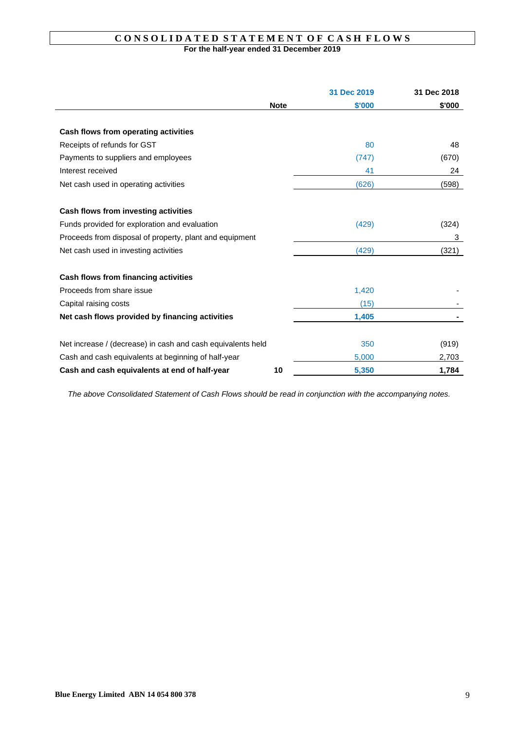# CONSOLIDATED STATEMENT OF CASH FLOWS

**For the half-year ended 31 December 2019**

| | Note | 31 Dec 2019<br>$'000 | 31 Dec 2018<br>$'000 |
|---|---|---|---|
| **Cash flows from operating activities** | | | |
| Receipts of refunds for GST | | 80 | 48 |
| Payments to suppliers and employees | | (747) | (670) |
| Interest received | | 41 | 24 |
| Net cash used in operating activities | | (626) | (598) |
| | | | |
| **Cash flows from investing activities** | | | |
| Funds provided for exploration and evaluation | | (429) | (324) |
| Proceeds from disposal of property, plant and equipment | | | 3 |
| Net cash used in investing activities | | (429) | (321) |
| | | | |
| **Cash flows from financing activities** | | | |
| Proceeds from share issue | | 1,420 | - |
| Capital raising costs | | (15) | - |
| **Net cash flows provided by financing activities** | | **1,405** | **-** |
| | | | |
| Net increase / (decrease) in cash and cash equivalents held | | 350 | (919) |
| Cash and cash equivalents at beginning of half-year | | 5,000 | 2,703 |
| **Cash and cash equivalents at end of half-year** | **10** | **5,350** | **1,784** |

*The above Consolidated Statement of Cash Flows should be read in conjunction with the accompanying notes.*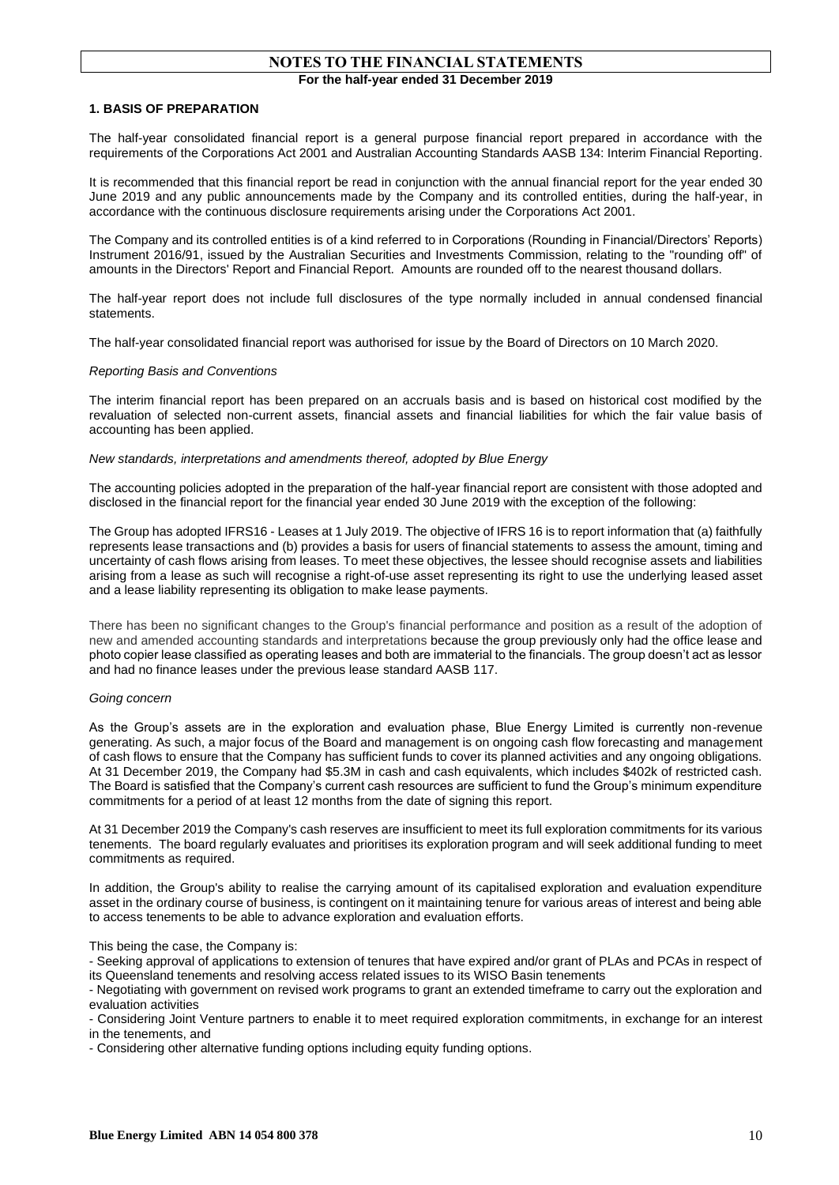# NOTES TO THE FINANCIAL STATEMENTS

**For the half-year ended 31 December 2019**

## 1. BASIS OF PREPARATION

The half-year consolidated financial report is a general purpose financial report prepared in accordance with the requirements of the Corporations Act 2001 and Australian Accounting Standards AASB 134: Interim Financial Reporting.

It is recommended that this financial report be read in conjunction with the annual financial report for the year ended 30 June 2019 and any public announcements made by the Company and its controlled entities, during the half-year, in accordance with the continuous disclosure requirements arising under the Corporations Act 2001.

The Company and its controlled entities is of a kind referred to in Corporations (Rounding in Financial/Directors' Reports) Instrument 2016/91, issued by the Australian Securities and Investments Commission, relating to the "rounding off" of amounts in the Directors' Report and Financial Report. Amounts are rounded off to the nearest thousand dollars.

The half-year report does not include full disclosures of the type normally included in annual condensed financial statements.

The half-year consolidated financial report was authorised for issue by the Board of Directors on 10 March 2020.

*Reporting Basis and Conventions*

The interim financial report has been prepared on an accruals basis and is based on historical cost modified by the revaluation of selected non-current assets, financial assets and financial liabilities for which the fair value basis of accounting has been applied.

*New standards, interpretations and amendments thereof, adopted by Blue Energy*

The accounting policies adopted in the preparation of the half-year financial report are consistent with those adopted and disclosed in the financial report for the financial year ended 30 June 2019 with the exception of the following:

The Group has adopted IFRS16 - Leases at 1 July 2019. The objective of IFRS 16 is to report information that (a) faithfully represents lease transactions and (b) provides a basis for users of financial statements to assess the amount, timing and uncertainty of cash flows arising from leases. To meet these objectives, the lessee should recognise assets and liabilities arising from a lease as such will recognise a right-of-use asset representing its right to use the underlying leased asset and a lease liability representing its obligation to make lease payments.

There has been no significant changes to the Group's financial performance and position as a result of the adoption of new and amended accounting standards and interpretations because the group previously only had the office lease and photo copier lease classified as operating leases and both are immaterial to the financials. The group doesn't act as lessor and had no finance leases under the previous lease standard AASB 117.

*Going concern*

As the Group's assets are in the exploration and evaluation phase, Blue Energy Limited is currently non-revenue generating. As such, a major focus of the Board and management is on ongoing cash flow forecasting and management of cash flows to ensure that the Company has sufficient funds to cover its planned activities and any ongoing obligations. At 31 December 2019, the Company had $5.3M in cash and cash equivalents, which includes $402k of restricted cash. The Board is satisfied that the Company's current cash resources are sufficient to fund the Group's minimum expenditure commitments for a period of at least 12 months from the date of signing this report.

At 31 December 2019 the Company's cash reserves are insufficient to meet its full exploration commitments for its various tenements. The board regularly evaluates and prioritises its exploration program and will seek additional funding to meet commitments as required.

In addition, the Group's ability to realise the carrying amount of its capitalised exploration and evaluation expenditure asset in the ordinary course of business, is contingent on it maintaining tenure for various areas of interest and being able to access tenements to be able to advance exploration and evaluation efforts.

This being the case, the Company is:

- Seeking approval of applications to extension of tenures that have expired and/or grant of PLAs and PCAs in respect of its Queensland tenements and resolving access related issues to its WISO Basin tenements
- Negotiating with government on revised work programs to grant an extended timeframe to carry out the exploration and evaluation activities
- Considering Joint Venture partners to enable it to meet required exploration commitments, in exchange for an interest in the tenements, and
- Considering other alternative funding options including equity funding options.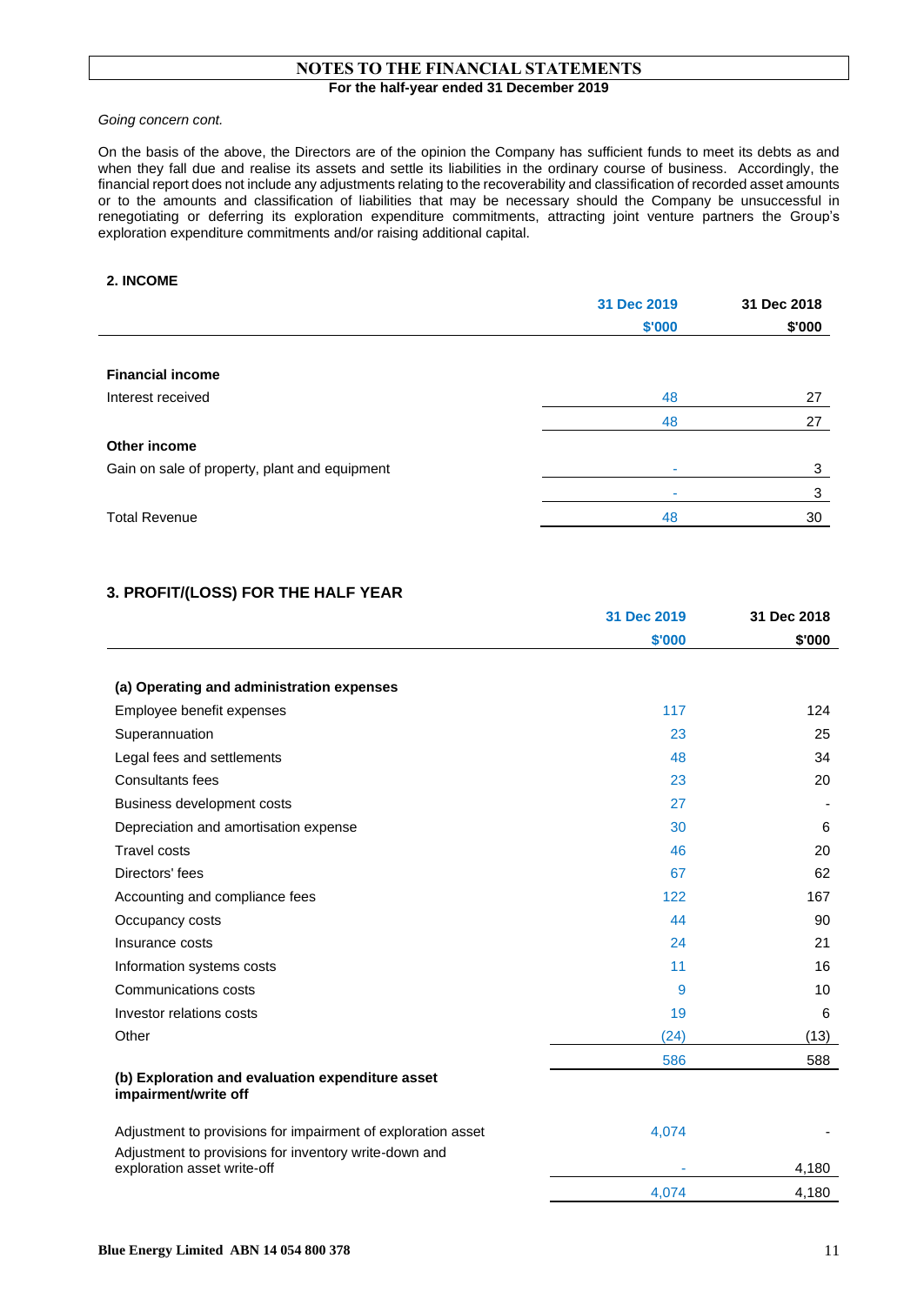# NOTES TO THE FINANCIAL STATEMENTS

**For the half-year ended 31 December 2019**

*Going concern cont.*

On the basis of the above, the Directors are of the opinion the Company has sufficient funds to meet its debts as and when they fall due and realise its assets and settle its liabilities in the ordinary course of business. Accordingly, the financial report does not include any adjustments relating to the recoverability and classification of recorded asset amounts or to the amounts and classification of liabilities that may be necessary should the Company be unsuccessful in renegotiating or deferring its exploration expenditure commitments, attracting joint venture partners the Group's exploration expenditure commitments and/or raising additional capital.

## 2. INCOME

| | 31 Dec 2019<br>$'000 | 31 Dec 2018<br>$'000 |
|---|---|---|
| **Financial income** | | |
| Interest received | 48 | 27 |
| | 48 | 27 |
| **Other income** | | |
| Gain on sale of property, plant and equipment | - | 3 |
| | - | 3 |
| Total Revenue | 48 | 30 |

## 3. PROFIT/(LOSS) FOR THE HALF YEAR

| | 31 Dec 2019<br>$'000 | 31 Dec 2018<br>$'000 |
|---|---|---|
| **(a) Operating and administration expenses** | | |
| Employee benefit expenses | 117 | 124 |
| Superannuation | 23 | 25 |
| Legal fees and settlements | 48 | 34 |
| Consultants fees | 23 | 20 |
| Business development costs | 27 | - |
| Depreciation and amortisation expense | 30 | 6 |
| Travel costs | 46 | 20 |
| Directors' fees | 67 | 62 |
| Accounting and compliance fees | 122 | 167 |
| Occupancy costs | 44 | 90 |
| Insurance costs | 24 | 21 |
| Information systems costs | 11 | 16 |
| Communications costs | 9 | 10 |
| Investor relations costs | 19 | 6 |
| Other | (24) | (13) |
| | 586 | 588 |
| **(b) Exploration and evaluation expenditure asset impairment/write off** | | |
| Adjustment to provisions for impairment of exploration asset | 4,074 | - |
| Adjustment to provisions for inventory write-down and exploration asset write-off | - | 4,180 |
| | 4,074 | 4,180 |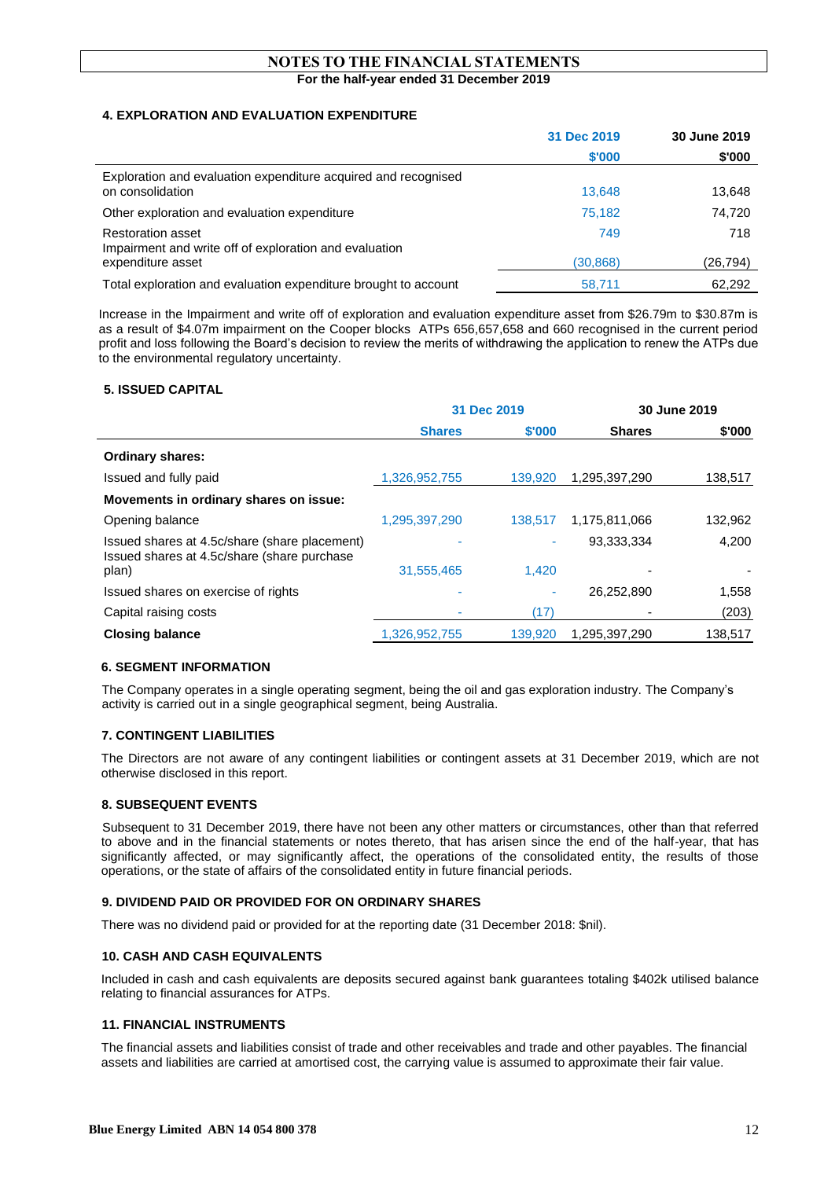# NOTES TO THE FINANCIAL STATEMENTS

**For the half-year ended 31 December 2019**

### 4. EXPLORATION AND EVALUATION EXPENDITURE

| | 31 Dec 2019 | 30 June 2019 |
|---|---|---|
| | $'000 | $'000 |
| Exploration and evaluation expenditure acquired and recognised on consolidation | 13,648 | 13,648 |
| Other exploration and evaluation expenditure | 75,182 | 74,720 |
| Restoration asset | 749 | 718 |
| Impairment and write off of exploration and evaluation expenditure asset | (30,868) | (26,794) |
| Total exploration and evaluation expenditure brought to account | 58,711 | 62,292 |

Increase in the Impairment and write off of exploration and evaluation expenditure asset from $26.79m to $30.87m is as a result of $4.07m impairment on the Cooper blocks ATPs 656,657,658 and 660 recognised in the current period profit and loss following the Board's decision to review the merits of withdrawing the application to renew the ATPs due to the environmental regulatory uncertainty.

### 5. ISSUED CAPITAL

| | 31 Dec 2019 | | 30 June 2019 | |
|---|---|---|---|---|
| | Shares | $'000 | Shares | $'000 |
| **Ordinary shares:** | | | | |
| Issued and fully paid | 1,326,952,755 | 139,920 | 1,295,397,290 | 138,517 |
| **Movements in ordinary shares on issue:** | | | | |
| Opening balance | 1,295,397,290 | 138,517 | 1,175,811,066 | 132,962 |
| Issued shares at 4.5c/share (share placement) | - | - | 93,333,334 | 4,200 |
| Issued shares at 4.5c/share (share purchase plan) | 31,555,465 | 1,420 | - | - |
| Issued shares on exercise of rights | - | - | 26,252,890 | 1,558 |
| Capital raising costs | - | (17) | - | (203) |
| **Closing balance** | 1,326,952,755 | 139,920 | 1,295,397,290 | 138,517 |

### 6. SEGMENT INFORMATION

The Company operates in a single operating segment, being the oil and gas exploration industry. The Company's activity is carried out in a single geographical segment, being Australia.

### 7. CONTINGENT LIABILITIES

The Directors are not aware of any contingent liabilities or contingent assets at 31 December 2019, which are not otherwise disclosed in this report.

### 8. SUBSEQUENT EVENTS

Subsequent to 31 December 2019, there have not been any other matters or circumstances, other than that referred to above and in the financial statements or notes thereto, that has arisen since the end of the half-year, that has significantly affected, or may significantly affect, the operations of the consolidated entity, the results of those operations, or the state of affairs of the consolidated entity in future financial periods.

### 9. DIVIDEND PAID OR PROVIDED FOR ON ORDINARY SHARES

There was no dividend paid or provided for at the reporting date (31 December 2018: $nil).

### 10. CASH AND CASH EQUIVALENTS

Included in cash and cash equivalents are deposits secured against bank guarantees totaling $402k utilised balance relating to financial assurances for ATPs.

### 11. FINANCIAL INSTRUMENTS

The financial assets and liabilities consist of trade and other receivables and trade and other payables. The financial assets and liabilities are carried at amortised cost, the carrying value is assumed to approximate their fair value.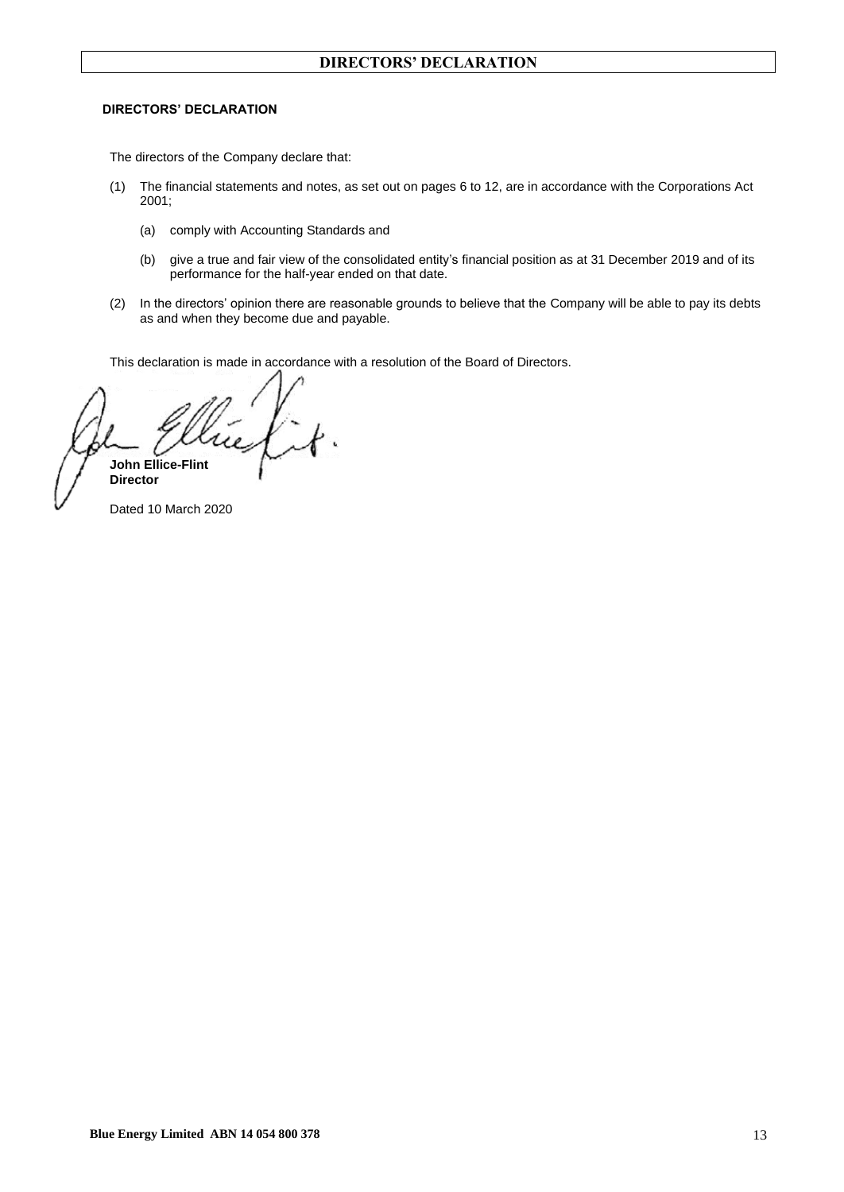# DIRECTORS' DECLARATION

**DIRECTORS' DECLARATION**

The directors of the Company declare that:

(1) The financial statements and notes, as set out on pages 6 to 12, are in accordance with the Corporations Act 2001;

   (a) comply with Accounting Standards and

   (b) give a true and fair view of the consolidated entity's financial position as at 31 December 2019 and of its performance for the half-year ended on that date.

(2) In the directors' opinion there are reasonable grounds to believe that the Company will be able to pay its debts as and when they become due and payable.

This declaration is made in accordance with a resolution of the Board of Directors.

**John Ellice-Flint**
**Director**

Dated 10 March 2020

**Blue Energy Limited ABN 14 054 800 378**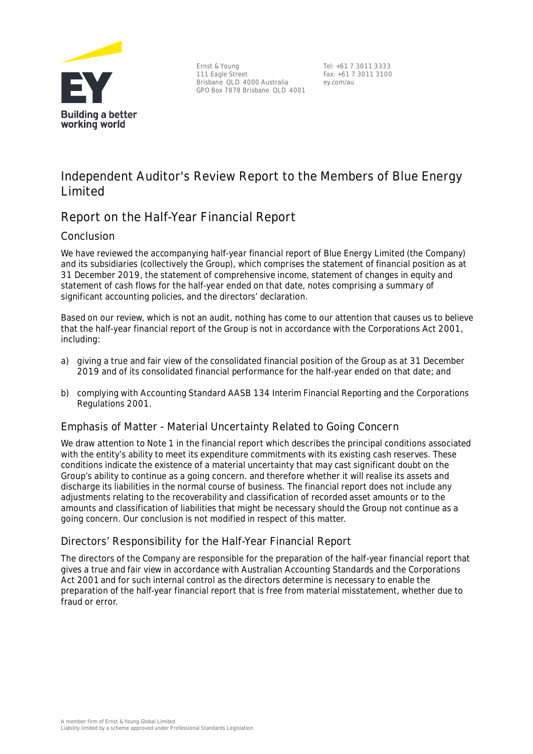Ernst & Young
111 Eagle Street
Brisbane QLD 4000 Australia
GPO Box 7878 Brisbane QLD 4001

Tel: +61 7 3011 3333
Fax: +61 7 3011 3100
ey.com/au

# Independent Auditor's Review Report to the Members of Blue Energy Limited

## Report on the Half-Year Financial Report

### Conclusion

We have reviewed the accompanying half-year financial report of Blue Energy Limited (the Company) and its subsidiaries (collectively the Group), which comprises the statement of financial position as at 31 December 2019, the statement of comprehensive income, statement of changes in equity and statement of cash flows for the half-year ended on that date, notes comprising a summary of significant accounting policies, and the directors' declaration.

Based on our review, which is not an audit, nothing has come to our attention that causes us to believe that the half-year financial report of the Group is not in accordance with the Corporations Act 2001, including:

a) giving a true and fair view of the consolidated financial position of the Group as at 31 December 2019 and of its consolidated financial performance for the half-year ended on that date; and

b) complying with Accounting Standard AASB 134 Interim Financial Reporting and the Corporations Regulations 2001.

### Emphasis of Matter - Material Uncertainty Related to Going Concern

We draw attention to Note 1 in the financial report which describes the principal conditions associated with the entity's ability to meet its expenditure commitments with its existing cash reserves. These conditions indicate the existence of a material uncertainty that may cast significant doubt on the Group's ability to continue as a going concern. and therefore whether it will realise its assets and discharge its liabilities in the normal course of business. The financial report does not include any adjustments relating to the recoverability and classification of recorded asset amounts or to the amounts and classification of liabilities that might be necessary should the Group not continue as a going concern. Our conclusion is not modified in respect of this matter.

### Directors' Responsibility for the Half-Year Financial Report

The directors of the Company are responsible for the preparation of the half-year financial report that gives a true and fair view in accordance with Australian Accounting Standards and the Corporations Act 2001 and for such internal control as the directors determine is necessary to enable the preparation of the half-year financial report that is free from material misstatement, whether due to fraud or error.

A member firm of Ernst & Young Global Limited
Liability limited by a scheme approved under Professional Standards Legislation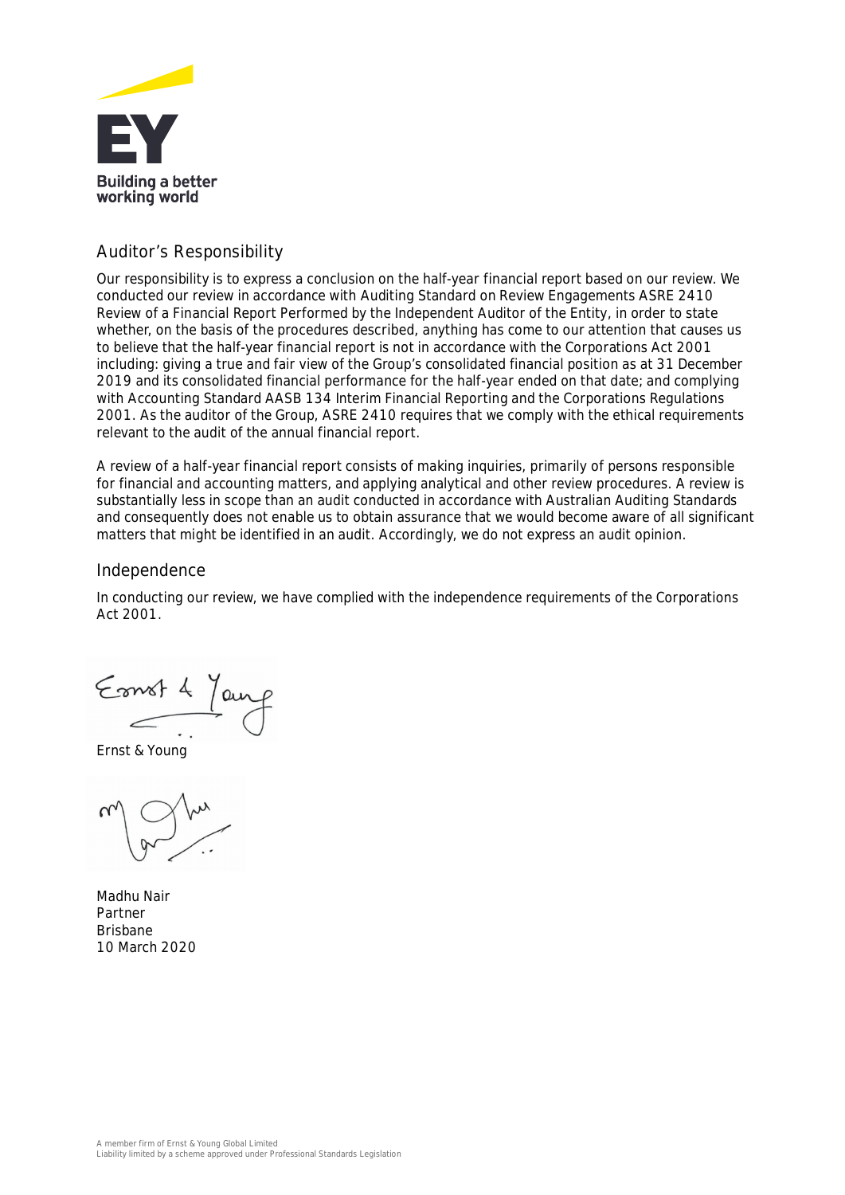## Auditor's Responsibility

Our responsibility is to express a conclusion on the half-year financial report based on our review. We conducted our review in accordance with Auditing Standard on Review Engagements ASRE 2410 Review of a Financial Report Performed by the Independent Auditor of the Entity, in order to state whether, on the basis of the procedures described, anything has come to our attention that causes us to believe that the half-year financial report is not in accordance with the Corporations Act 2001 including: giving a true and fair view of the Group's consolidated financial position as at 31 December 2019 and its consolidated financial performance for the half-year ended on that date; and complying with Accounting Standard AASB 134 Interim Financial Reporting and the Corporations Regulations 2001. As the auditor of the Group, ASRE 2410 requires that we comply with the ethical requirements relevant to the audit of the annual financial report.

A review of a half-year financial report consists of making inquiries, primarily of persons responsible for financial and accounting matters, and applying analytical and other review procedures. A review is substantially less in scope than an audit conducted in accordance with Australian Auditing Standards and consequently does not enable us to obtain assurance that we would become aware of all significant matters that might be identified in an audit. Accordingly, we do not express an audit opinion.

## Independence

In conducting our review, we have complied with the independence requirements of the Corporations Act 2001.

Ernst & Young

Madhu Nair
Partner
Brisbane
10 March 2020